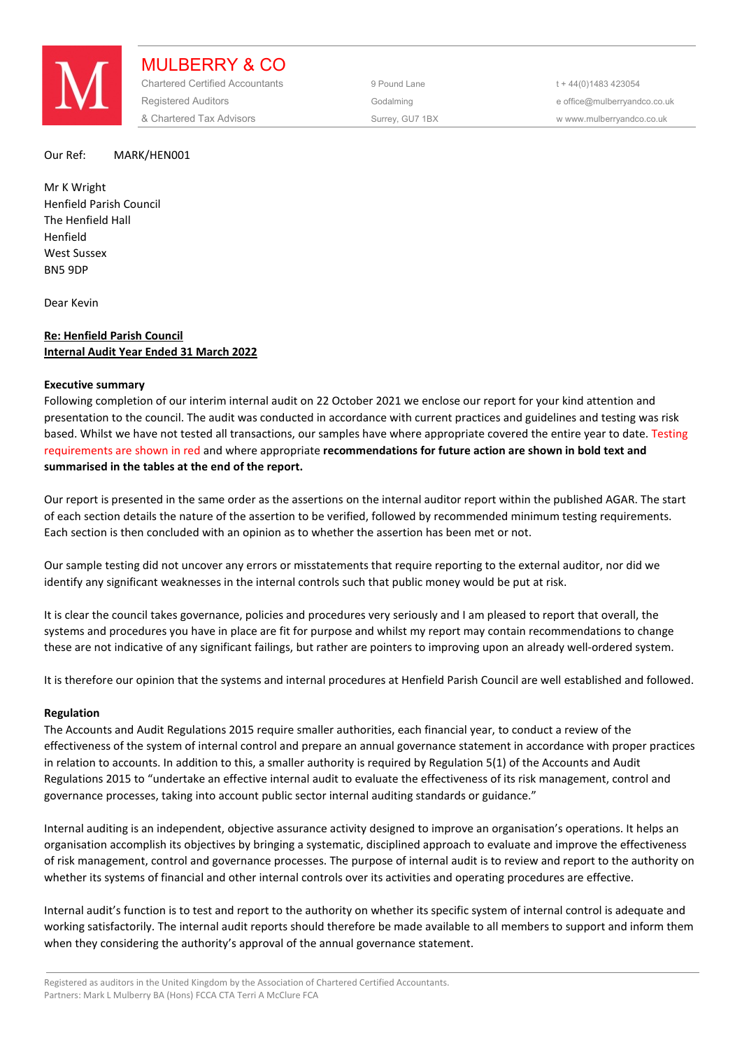**MULBERRY & CO**

Chartered Certified Accountants
Registered Auditors
& Chartered Tax Advisors

9 Pound Lane
Godalming
Surrey, GU7 1BX

t + 44(0)1483 423054
e office@mulberryandco.co.uk
w www.mulberryandco.co.uk

Our Ref: MARK/HEN001

Mr K Wright
Henfield Parish Council
The Henfield Hall
Henfield
West Sussex
BN5 9DP

Dear Kevin

**Re: Henfield Parish Council**
**Internal Audit Year Ended 31 March 2022**

**Executive summary**

Following completion of our interim internal audit on 22 October 2021 we enclose our report for your kind attention and presentation to the council. The audit was conducted in accordance with current practices and guidelines and testing was risk based. Whilst we have not tested all transactions, our samples have where appropriate covered the entire year to date. Testing requirements are shown in red and where appropriate **recommendations for future action are shown in bold text and summarised in the tables at the end of the report.**

Our report is presented in the same order as the assertions on the internal auditor report within the published AGAR. The start of each section details the nature of the assertion to be verified, followed by recommended minimum testing requirements. Each section is then concluded with an opinion as to whether the assertion has been met or not.

Our sample testing did not uncover any errors or misstatements that require reporting to the external auditor, nor did we identify any significant weaknesses in the internal controls such that public money would be put at risk.

It is clear the council takes governance, policies and procedures very seriously and I am pleased to report that overall, the systems and procedures you have in place are fit for purpose and whilst my report may contain recommendations to change these are not indicative of any significant failings, but rather are pointers to improving upon an already well-ordered system.

It is therefore our opinion that the systems and internal procedures at Henfield Parish Council are well established and followed.

**Regulation**

The Accounts and Audit Regulations 2015 require smaller authorities, each financial year, to conduct a review of the effectiveness of the system of internal control and prepare an annual governance statement in accordance with proper practices in relation to accounts. In addition to this, a smaller authority is required by Regulation 5(1) of the Accounts and Audit Regulations 2015 to "undertake an effective internal audit to evaluate the effectiveness of its risk management, control and governance processes, taking into account public sector internal auditing standards or guidance."

Internal auditing is an independent, objective assurance activity designed to improve an organisation's operations. It helps an organisation accomplish its objectives by bringing a systematic, disciplined approach to evaluate and improve the effectiveness of risk management, control and governance processes. The purpose of internal audit is to review and report to the authority on whether its systems of financial and other internal controls over its activities and operating procedures are effective.

Internal audit's function is to test and report to the authority on whether its specific system of internal control is adequate and working satisfactorily. The internal audit reports should therefore be made available to all members to support and inform them when they considering the authority's approval of the annual governance statement.

Registered as auditors in the United Kingdom by the Association of Chartered Certified Accountants.
Partners: Mark L Mulberry BA (Hons) FCCA CTA Terri A McClure FCA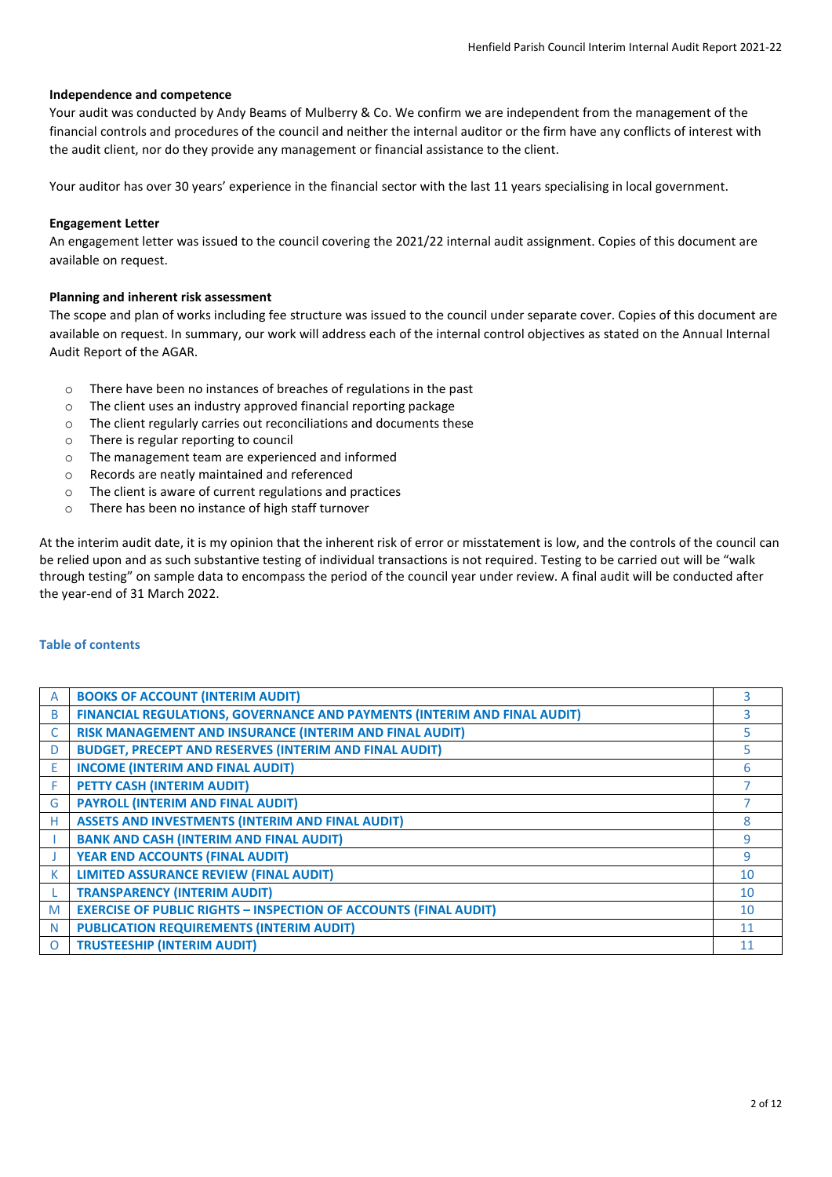**Independence and competence**

Your audit was conducted by Andy Beams of Mulberry & Co. We confirm we are independent from the management of the financial controls and procedures of the council and neither the internal auditor or the firm have any conflicts of interest with the audit client, nor do they provide any management or financial assistance to the client.

Your auditor has over 30 years' experience in the financial sector with the last 11 years specialising in local government.

**Engagement Letter**

An engagement letter was issued to the council covering the 2021/22 internal audit assignment. Copies of this document are available on request.

**Planning and inherent risk assessment**

The scope and plan of works including fee structure was issued to the council under separate cover. Copies of this document are available on request. In summary, our work will address each of the internal control objectives as stated on the Annual Internal Audit Report of the AGAR.

- There have been no instances of breaches of regulations in the past
- The client uses an industry approved financial reporting package
- The client regularly carries out reconciliations and documents these
- There is regular reporting to council
- The management team are experienced and informed
- Records are neatly maintained and referenced
- The client is aware of current regulations and practices
- There has been no instance of high staff turnover

At the interim audit date, it is my opinion that the inherent risk of error or misstatement is low, and the controls of the council can be relied upon and as such substantive testing of individual transactions is not required. Testing to be carried out will be "walk through testing" on sample data to encompass the period of the council year under review. A final audit will be conducted after the year-end of 31 March 2022.

**Table of contents**

| | | |
|---|---|---|
| A | **BOOKS OF ACCOUNT (INTERIM AUDIT)** | 3 |
| B | **FINANCIAL REGULATIONS, GOVERNANCE AND PAYMENTS (INTERIM AND FINAL AUDIT)** | 3 |
| C | **RISK MANAGEMENT AND INSURANCE (INTERIM AND FINAL AUDIT)** | 5 |
| D | **BUDGET, PRECEPT AND RESERVES (INTERIM AND FINAL AUDIT)** | 5 |
| E | **INCOME (INTERIM AND FINAL AUDIT)** | 6 |
| F | **PETTY CASH (INTERIM AUDIT)** | 7 |
| G | **PAYROLL (INTERIM AND FINAL AUDIT)** | 7 |
| H | **ASSETS AND INVESTMENTS (INTERIM AND FINAL AUDIT)** | 8 |
| I | **BANK AND CASH (INTERIM AND FINAL AUDIT)** | 9 |
| J | **YEAR END ACCOUNTS (FINAL AUDIT)** | 9 |
| K | **LIMITED ASSURANCE REVIEW (FINAL AUDIT)** | 10 |
| L | **TRANSPARENCY (INTERIM AUDIT)** | 10 |
| M | **EXERCISE OF PUBLIC RIGHTS – INSPECTION OF ACCOUNTS (FINAL AUDIT)** | 10 |
| N | **PUBLICATION REQUIREMENTS (INTERIM AUDIT)** | 11 |
| O | **TRUSTEESHIP (INTERIM AUDIT)** | 11 |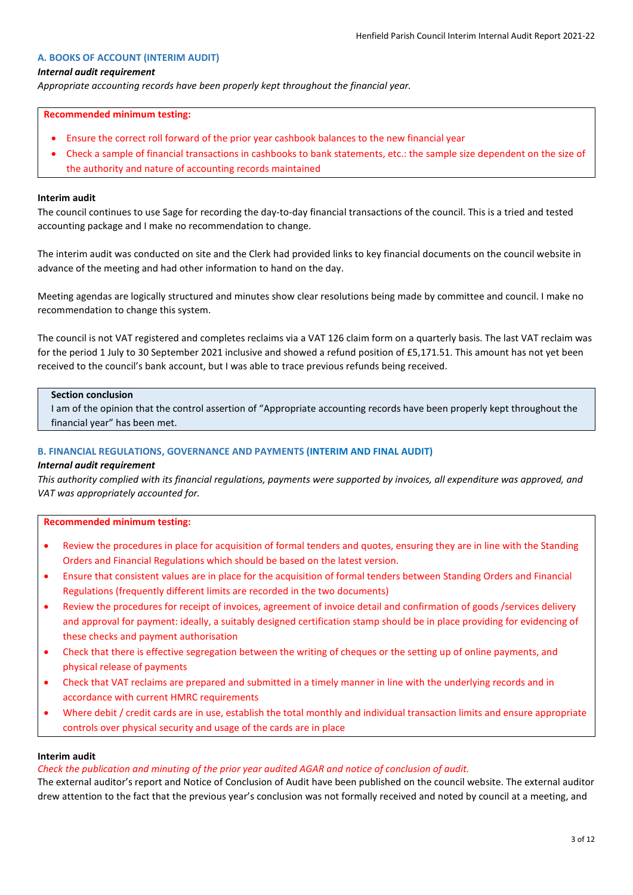### A. BOOKS OF ACCOUNT (INTERIM AUDIT)

***Internal audit requirement***

*Appropriate accounting records have been properly kept throughout the financial year.*

**Recommended minimum testing:**

- Ensure the correct roll forward of the prior year cashbook balances to the new financial year
- Check a sample of financial transactions in cashbooks to bank statements, etc.: the sample size dependent on the size of the authority and nature of accounting records maintained

**Interim audit**

The council continues to use Sage for recording the day-to-day financial transactions of the council. This is a tried and tested accounting package and I make no recommendation to change.

The interim audit was conducted on site and the Clerk had provided links to key financial documents on the council website in advance of the meeting and had other information to hand on the day.

Meeting agendas are logically structured and minutes show clear resolutions being made by committee and council. I make no recommendation to change this system.

The council is not VAT registered and completes reclaims via a VAT 126 claim form on a quarterly basis. The last VAT reclaim was for the period 1 July to 30 September 2021 inclusive and showed a refund position of £5,171.51. This amount has not yet been received to the council's bank account, but I was able to trace previous refunds being received.

**Section conclusion**

I am of the opinion that the control assertion of "Appropriate accounting records have been properly kept throughout the financial year" has been met.

### B. FINANCIAL REGULATIONS, GOVERNANCE AND PAYMENTS (INTERIM AND FINAL AUDIT)

***Internal audit requirement***

*This authority complied with its financial regulations, payments were supported by invoices, all expenditure was approved, and VAT was appropriately accounted for.*

**Recommended minimum testing:**

- Review the procedures in place for acquisition of formal tenders and quotes, ensuring they are in line with the Standing Orders and Financial Regulations which should be based on the latest version.
- Ensure that consistent values are in place for the acquisition of formal tenders between Standing Orders and Financial Regulations (frequently different limits are recorded in the two documents)
- Review the procedures for receipt of invoices, agreement of invoice detail and confirmation of goods /services delivery and approval for payment: ideally, a suitably designed certification stamp should be in place providing for evidencing of these checks and payment authorisation
- Check that there is effective segregation between the writing of cheques or the setting up of online payments, and physical release of payments
- Check that VAT reclaims are prepared and submitted in a timely manner in line with the underlying records and in accordance with current HMRC requirements
- Where debit / credit cards are in use, establish the total monthly and individual transaction limits and ensure appropriate controls over physical security and usage of the cards are in place

**Interim audit**

*Check the publication and minuting of the prior year audited AGAR and notice of conclusion of audit.*

The external auditor's report and Notice of Conclusion of Audit have been published on the council website. The external auditor drew attention to the fact that the previous year's conclusion was not formally received and noted by council at a meeting, and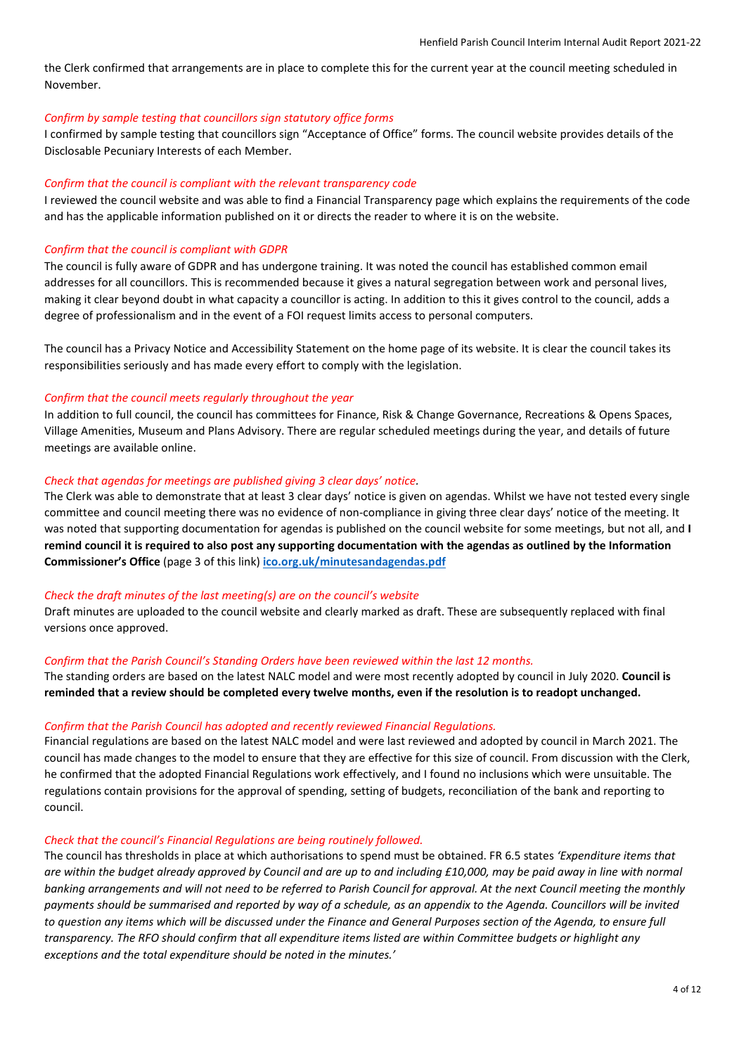the Clerk confirmed that arrangements are in place to complete this for the current year at the council meeting scheduled in November.

*Confirm by sample testing that councillors sign statutory office forms*

I confirmed by sample testing that councillors sign "Acceptance of Office" forms. The council website provides details of the Disclosable Pecuniary Interests of each Member.

*Confirm that the council is compliant with the relevant transparency code*

I reviewed the council website and was able to find a Financial Transparency page which explains the requirements of the code and has the applicable information published on it or directs the reader to where it is on the website.

*Confirm that the council is compliant with GDPR*

The council is fully aware of GDPR and has undergone training. It was noted the council has established common email addresses for all councillors. This is recommended because it gives a natural segregation between work and personal lives, making it clear beyond doubt in what capacity a councillor is acting. In addition to this it gives control to the council, adds a degree of professionalism and in the event of a FOI request limits access to personal computers.

The council has a Privacy Notice and Accessibility Statement on the home page of its website. It is clear the council takes its responsibilities seriously and has made every effort to comply with the legislation.

*Confirm that the council meets regularly throughout the year*

In addition to full council, the council has committees for Finance, Risk & Change Governance, Recreations & Opens Spaces, Village Amenities, Museum and Plans Advisory. There are regular scheduled meetings during the year, and details of future meetings are available online.

*Check that agendas for meetings are published giving 3 clear days' notice.*

The Clerk was able to demonstrate that at least 3 clear days' notice is given on agendas. Whilst we have not tested every single committee and council meeting there was no evidence of non-compliance in giving three clear days' notice of the meeting. It was noted that supporting documentation for agendas is published on the council website for some meetings, but not all, and **I remind council it is required to also post any supporting documentation with the agendas as outlined by the Information Commissioner's Office** (page 3 of this link) **[ico.org.uk/minutesandagendas.pdf](ico.org.uk/minutesandagendas.pdf)**

*Check the draft minutes of the last meeting(s) are on the council's website*

Draft minutes are uploaded to the council website and clearly marked as draft. These are subsequently replaced with final versions once approved.

*Confirm that the Parish Council's Standing Orders have been reviewed within the last 12 months.*

The standing orders are based on the latest NALC model and were most recently adopted by council in July 2020. **Council is reminded that a review should be completed every twelve months, even if the resolution is to readopt unchanged.**

*Confirm that the Parish Council has adopted and recently reviewed Financial Regulations.*

Financial regulations are based on the latest NALC model and were last reviewed and adopted by council in March 2021. The council has made changes to the model to ensure that they are effective for this size of council. From discussion with the Clerk, he confirmed that the adopted Financial Regulations work effectively, and I found no inclusions which were unsuitable. The regulations contain provisions for the approval of spending, setting of budgets, reconciliation of the bank and reporting to council.

*Check that the council's Financial Regulations are being routinely followed.*

The council has thresholds in place at which authorisations to spend must be obtained. FR 6.5 states *'Expenditure items that are within the budget already approved by Council and are up to and including £10,000, may be paid away in line with normal banking arrangements and will not need to be referred to Parish Council for approval. At the next Council meeting the monthly payments should be summarised and reported by way of a schedule, as an appendix to the Agenda. Councillors will be invited to question any items which will be discussed under the Finance and General Purposes section of the Agenda, to ensure full transparency. The RFO should confirm that all expenditure items listed are within Committee budgets or highlight any exceptions and the total expenditure should be noted in the minutes.'*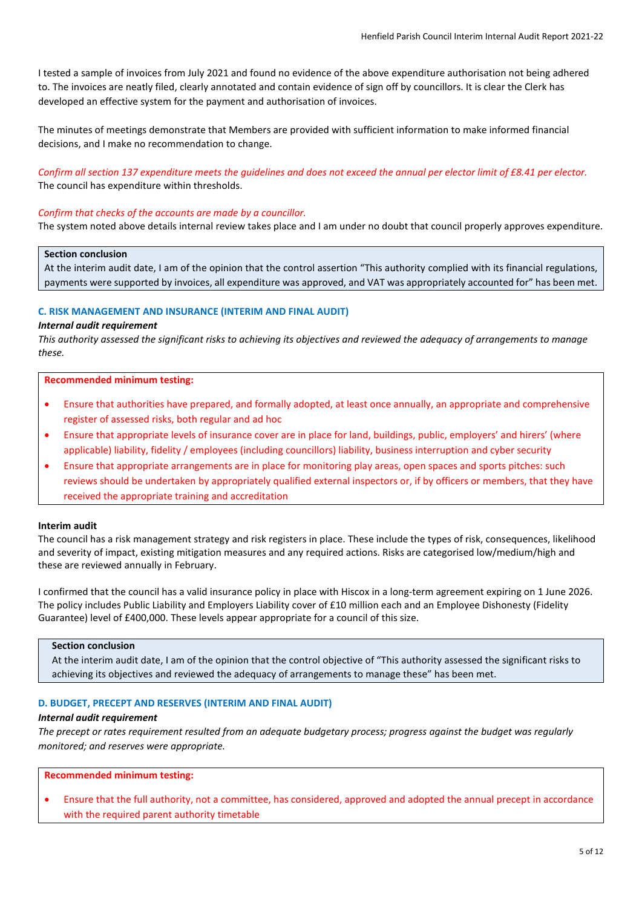I tested a sample of invoices from July 2021 and found no evidence of the above expenditure authorisation not being adhered to. The invoices are neatly filed, clearly annotated and contain evidence of sign off by councillors. It is clear the Clerk has developed an effective system for the payment and authorisation of invoices.

The minutes of meetings demonstrate that Members are provided with sufficient information to make informed financial decisions, and I make no recommendation to change.

*Confirm all section 137 expenditure meets the guidelines and does not exceed the annual per elector limit of £8.41 per elector.*
The council has expenditure within thresholds.

*Confirm that checks of the accounts are made by a councillor.*
The system noted above details internal review takes place and I am under no doubt that council properly approves expenditure.

**Section conclusion**
At the interim audit date, I am of the opinion that the control assertion "This authority complied with its financial regulations, payments were supported by invoices, all expenditure was approved, and VAT was appropriately accounted for" has been met.

### C. RISK MANAGEMENT AND INSURANCE (INTERIM AND FINAL AUDIT)

***Internal audit requirement***

*This authority assessed the significant risks to achieving its objectives and reviewed the adequacy of arrangements to manage these.*

**Recommended minimum testing:**

- Ensure that authorities have prepared, and formally adopted, at least once annually, an appropriate and comprehensive register of assessed risks, both regular and ad hoc
- Ensure that appropriate levels of insurance cover are in place for land, buildings, public, employers' and hirers' (where applicable) liability, fidelity / employees (including councillors) liability, business interruption and cyber security
- Ensure that appropriate arrangements are in place for monitoring play areas, open spaces and sports pitches: such reviews should be undertaken by appropriately qualified external inspectors or, if by officers or members, that they have received the appropriate training and accreditation

**Interim audit**

The council has a risk management strategy and risk registers in place. These include the types of risk, consequences, likelihood and severity of impact, existing mitigation measures and any required actions. Risks are categorised low/medium/high and these are reviewed annually in February.

I confirmed that the council has a valid insurance policy in place with Hiscox in a long-term agreement expiring on 1 June 2026. The policy includes Public Liability and Employers Liability cover of £10 million each and an Employee Dishonesty (Fidelity Guarantee) level of £400,000. These levels appear appropriate for a council of this size.

**Section conclusion**
At the interim audit date, I am of the opinion that the control objective of "This authority assessed the significant risks to achieving its objectives and reviewed the adequacy of arrangements to manage these" has been met.

### D. BUDGET, PRECEPT AND RESERVES (INTERIM AND FINAL AUDIT)

***Internal audit requirement***

*The precept or rates requirement resulted from an adequate budgetary process; progress against the budget was regularly monitored; and reserves were appropriate.*

**Recommended minimum testing:**

- Ensure that the full authority, not a committee, has considered, approved and adopted the annual precept in accordance with the required parent authority timetable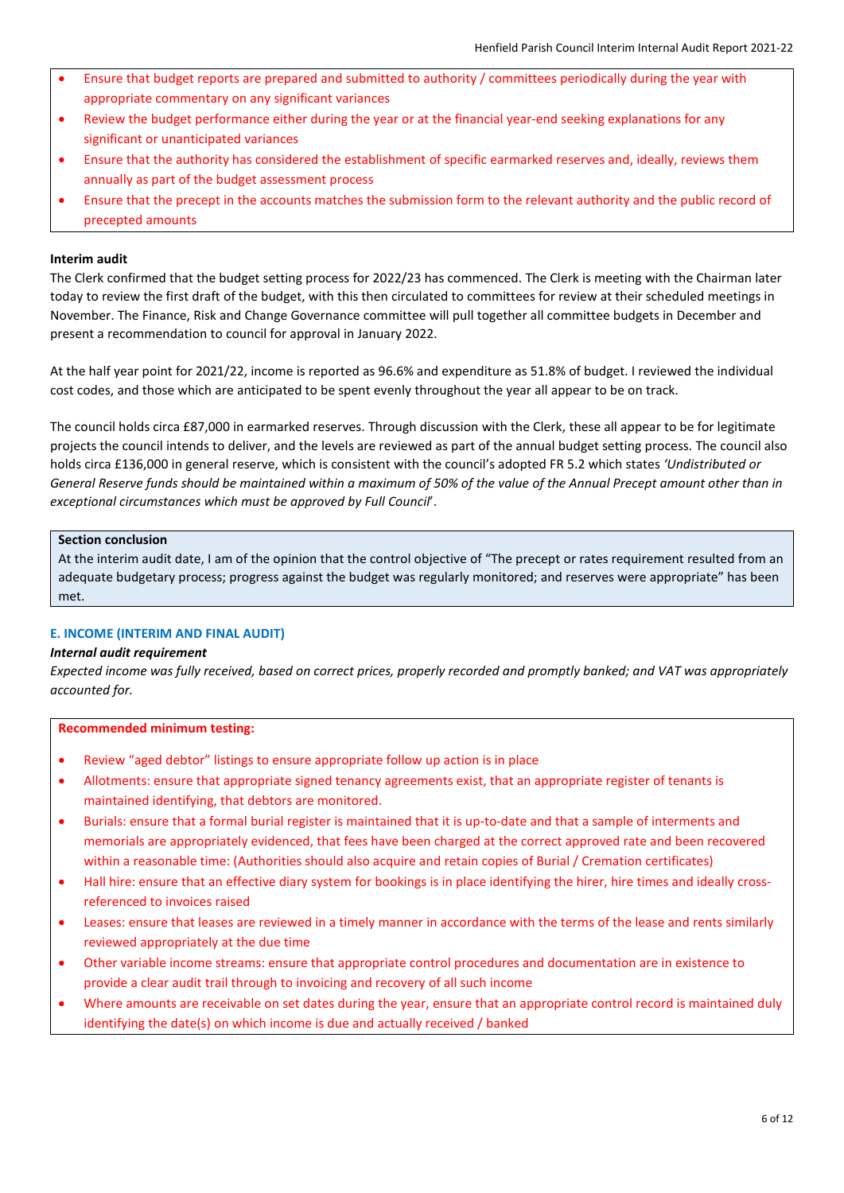- Ensure that budget reports are prepared and submitted to authority / committees periodically during the year with appropriate commentary on any significant variances
- Review the budget performance either during the year or at the financial year-end seeking explanations for any significant or unanticipated variances
- Ensure that the authority has considered the establishment of specific earmarked reserves and, ideally, reviews them annually as part of the budget assessment process
- Ensure that the precept in the accounts matches the submission form to the relevant authority and the public record of precepted amounts

**Interim audit**

The Clerk confirmed that the budget setting process for 2022/23 has commenced. The Clerk is meeting with the Chairman later today to review the first draft of the budget, with this then circulated to committees for review at their scheduled meetings in November. The Finance, Risk and Change Governance committee will pull together all committee budgets in December and present a recommendation to council for approval in January 2022.

At the half year point for 2021/22, income is reported as 96.6% and expenditure as 51.8% of budget. I reviewed the individual cost codes, and those which are anticipated to be spent evenly throughout the year all appear to be on track.

The council holds circa £87,000 in earmarked reserves. Through discussion with the Clerk, these all appear to be for legitimate projects the council intends to deliver, and the levels are reviewed as part of the annual budget setting process. The council also holds circa £136,000 in general reserve, which is consistent with the council's adopted FR 5.2 which states *'Undistributed or General Reserve funds should be maintained within a maximum of 50% of the value of the Annual Precept amount other than in exceptional circumstances which must be approved by Full Council*'.

**Section conclusion**

At the interim audit date, I am of the opinion that the control objective of "The precept or rates requirement resulted from an adequate budgetary process; progress against the budget was regularly monitored; and reserves were appropriate" has been met.

### E. INCOME (INTERIM AND FINAL AUDIT)

***Internal audit requirement***

*Expected income was fully received, based on correct prices, properly recorded and promptly banked; and VAT was appropriately accounted for.*

**Recommended minimum testing:**

- Review "aged debtor" listings to ensure appropriate follow up action is in place
- Allotments: ensure that appropriate signed tenancy agreements exist, that an appropriate register of tenants is maintained identifying, that debtors are monitored.
- Burials: ensure that a formal burial register is maintained that it is up-to-date and that a sample of interments and memorials are appropriately evidenced, that fees have been charged at the correct approved rate and been recovered within a reasonable time: (Authorities should also acquire and retain copies of Burial / Cremation certificates)
- Hall hire: ensure that an effective diary system for bookings is in place identifying the hirer, hire times and ideally cross-referenced to invoices raised
- Leases: ensure that leases are reviewed in a timely manner in accordance with the terms of the lease and rents similarly reviewed appropriately at the due time
- Other variable income streams: ensure that appropriate control procedures and documentation are in existence to provide a clear audit trail through to invoicing and recovery of all such income
- Where amounts are receivable on set dates during the year, ensure that an appropriate control record is maintained duly identifying the date(s) on which income is due and actually received / banked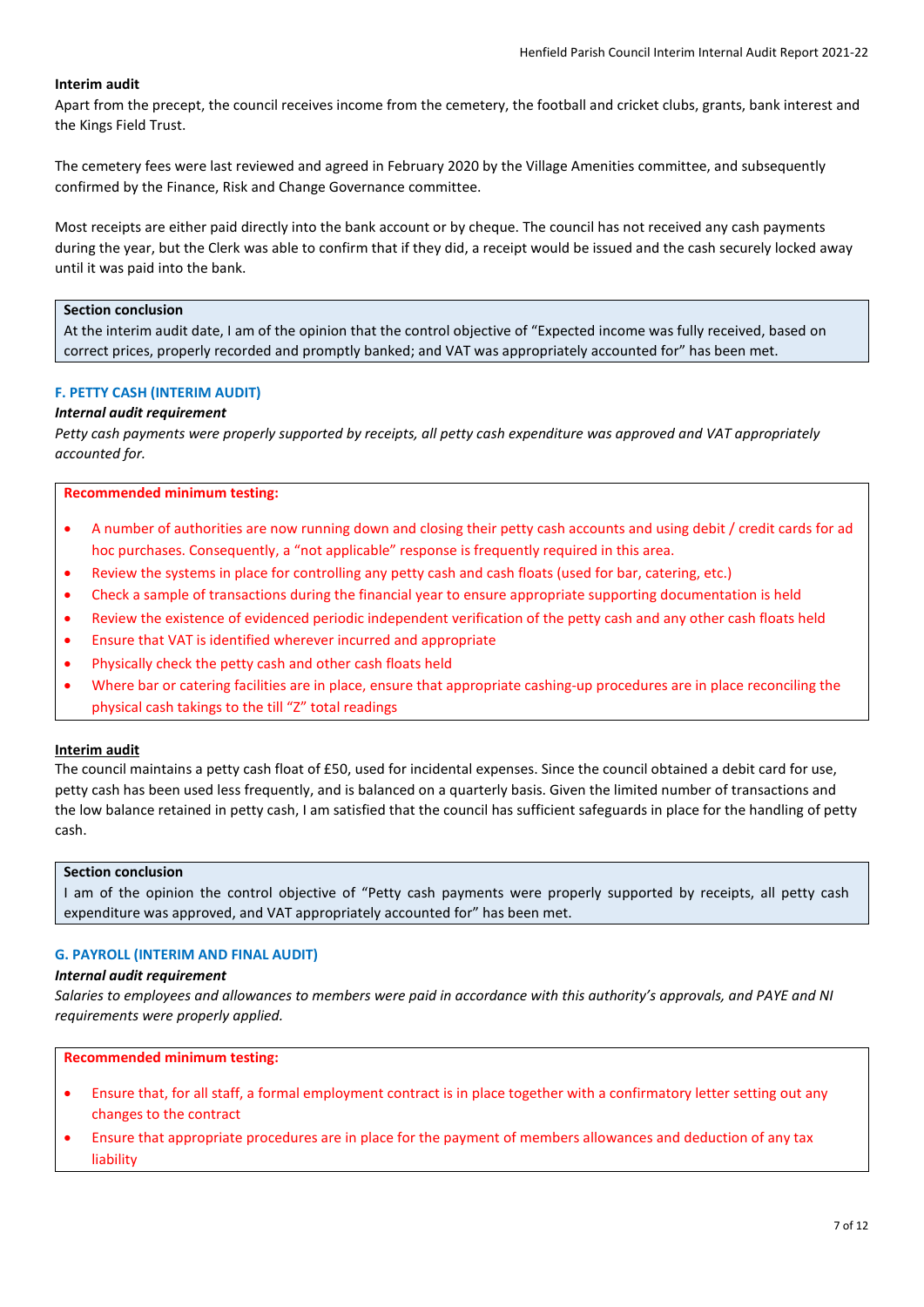**Interim audit**

Apart from the precept, the council receives income from the cemetery, the football and cricket clubs, grants, bank interest and the Kings Field Trust.

The cemetery fees were last reviewed and agreed in February 2020 by the Village Amenities committee, and subsequently confirmed by the Finance, Risk and Change Governance committee.

Most receipts are either paid directly into the bank account or by cheque. The council has not received any cash payments during the year, but the Clerk was able to confirm that if they did, a receipt would be issued and the cash securely locked away until it was paid into the bank.

**Section conclusion**

At the interim audit date, I am of the opinion that the control objective of "Expected income was fully received, based on correct prices, properly recorded and promptly banked; and VAT was appropriately accounted for" has been met.

### F. PETTY CASH (INTERIM AUDIT)

***Internal audit requirement***

*Petty cash payments were properly supported by receipts, all petty cash expenditure was approved and VAT appropriately accounted for.*

**Recommended minimum testing:**

- A number of authorities are now running down and closing their petty cash accounts and using debit / credit cards for ad hoc purchases. Consequently, a "not applicable" response is frequently required in this area.
- Review the systems in place for controlling any petty cash and cash floats (used for bar, catering, etc.)
- Check a sample of transactions during the financial year to ensure appropriate supporting documentation is held
- Review the existence of evidenced periodic independent verification of the petty cash and any other cash floats held
- Ensure that VAT is identified wherever incurred and appropriate
- Physically check the petty cash and other cash floats held
- Where bar or catering facilities are in place, ensure that appropriate cashing-up procedures are in place reconciling the physical cash takings to the till "Z" total readings

**Interim audit**

The council maintains a petty cash float of £50, used for incidental expenses. Since the council obtained a debit card for use, petty cash has been used less frequently, and is balanced on a quarterly basis. Given the limited number of transactions and the low balance retained in petty cash, I am satisfied that the council has sufficient safeguards in place for the handling of petty cash.

**Section conclusion**

I am of the opinion the control objective of "Petty cash payments were properly supported by receipts, all petty cash expenditure was approved, and VAT appropriately accounted for" has been met.

### G. PAYROLL (INTERIM AND FINAL AUDIT)

***Internal audit requirement***

*Salaries to employees and allowances to members were paid in accordance with this authority's approvals, and PAYE and NI requirements were properly applied.*

**Recommended minimum testing:**

- Ensure that, for all staff, a formal employment contract is in place together with a confirmatory letter setting out any changes to the contract
- Ensure that appropriate procedures are in place for the payment of members allowances and deduction of any tax liability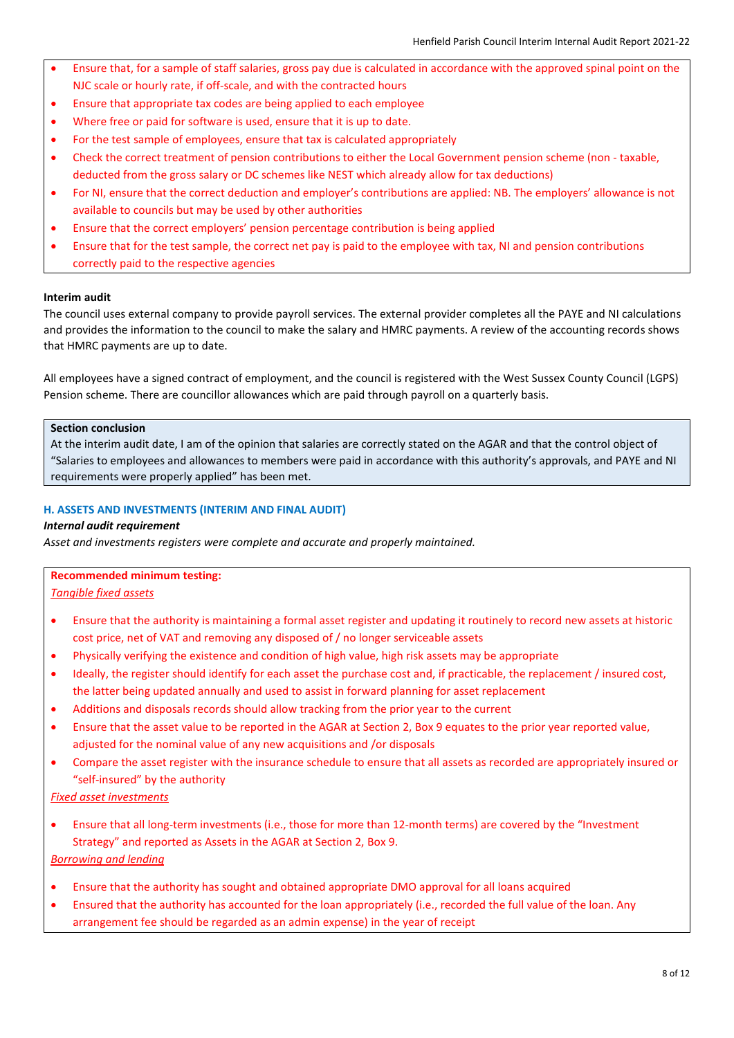- Ensure that, for a sample of staff salaries, gross pay due is calculated in accordance with the approved spinal point on the NJC scale or hourly rate, if off-scale, and with the contracted hours
- Ensure that appropriate tax codes are being applied to each employee
- Where free or paid for software is used, ensure that it is up to date.
- For the test sample of employees, ensure that tax is calculated appropriately
- Check the correct treatment of pension contributions to either the Local Government pension scheme (non - taxable, deducted from the gross salary or DC schemes like NEST which already allow for tax deductions)
- For NI, ensure that the correct deduction and employer's contributions are applied: NB. The employers' allowance is not available to councils but may be used by other authorities
- Ensure that the correct employers' pension percentage contribution is being applied
- Ensure that for the test sample, the correct net pay is paid to the employee with tax, NI and pension contributions correctly paid to the respective agencies

**Interim audit**

The council uses external company to provide payroll services. The external provider completes all the PAYE and NI calculations and provides the information to the council to make the salary and HMRC payments. A review of the accounting records shows that HMRC payments are up to date.

All employees have a signed contract of employment, and the council is registered with the West Sussex County Council (LGPS) Pension scheme. There are councillor allowances which are paid through payroll on a quarterly basis.

**Section conclusion**

At the interim audit date, I am of the opinion that salaries are correctly stated on the AGAR and that the control object of "Salaries to employees and allowances to members were paid in accordance with this authority's approvals, and PAYE and NI requirements were properly applied" has been met.

## H. ASSETS AND INVESTMENTS (INTERIM AND FINAL AUDIT)

***Internal audit requirement***

*Asset and investments registers were complete and accurate and properly maintained.*

**Recommended minimum testing:**

*Tangible fixed assets*

- Ensure that the authority is maintaining a formal asset register and updating it routinely to record new assets at historic cost price, net of VAT and removing any disposed of / no longer serviceable assets
- Physically verifying the existence and condition of high value, high risk assets may be appropriate
- Ideally, the register should identify for each asset the purchase cost and, if practicable, the replacement / insured cost, the latter being updated annually and used to assist in forward planning for asset replacement
- Additions and disposals records should allow tracking from the prior year to the current
- Ensure that the asset value to be reported in the AGAR at Section 2, Box 9 equates to the prior year reported value, adjusted for the nominal value of any new acquisitions and /or disposals
- Compare the asset register with the insurance schedule to ensure that all assets as recorded are appropriately insured or "self-insured" by the authority

*Fixed asset investments*

- Ensure that all long-term investments (i.e., those for more than 12-month terms) are covered by the "Investment Strategy" and reported as Assets in the AGAR at Section 2, Box 9.

*Borrowing and lending*

- Ensure that the authority has sought and obtained appropriate DMO approval for all loans acquired
- Ensured that the authority has accounted for the loan appropriately (i.e., recorded the full value of the loan. Any arrangement fee should be regarded as an admin expense) in the year of receipt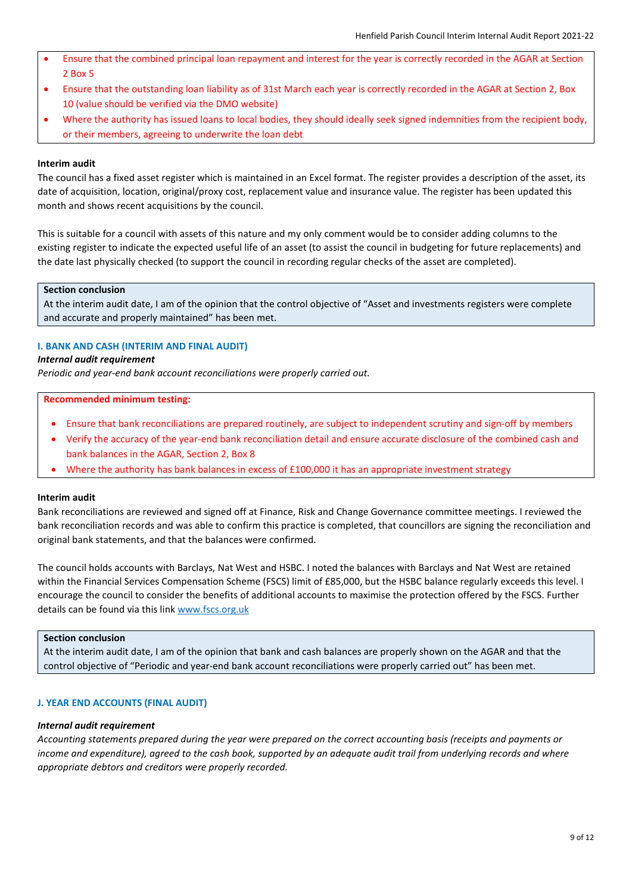- Ensure that the combined principal loan repayment and interest for the year is correctly recorded in the AGAR at Section 2 Box 5
- Ensure that the outstanding loan liability as of 31st March each year is correctly recorded in the AGAR at Section 2, Box 10 (value should be verified via the DMO website)
- Where the authority has issued loans to local bodies, they should ideally seek signed indemnities from the recipient body, or their members, agreeing to underwrite the loan debt

**Interim audit**

The council has a fixed asset register which is maintained in an Excel format. The register provides a description of the asset, its date of acquisition, location, original/proxy cost, replacement value and insurance value. The register has been updated this month and shows recent acquisitions by the council.

This is suitable for a council with assets of this nature and my only comment would be to consider adding columns to the existing register to indicate the expected useful life of an asset (to assist the council in budgeting for future replacements) and the date last physically checked (to support the council in recording regular checks of the asset are completed).

**Section conclusion**

At the interim audit date, I am of the opinion that the control objective of "Asset and investments registers were complete and accurate and properly maintained" has been met.

### I. BANK AND CASH (INTERIM AND FINAL AUDIT)

***Internal audit requirement***

*Periodic and year-end bank account reconciliations were properly carried out.*

**Recommended minimum testing:**

- Ensure that bank reconciliations are prepared routinely, are subject to independent scrutiny and sign-off by members
- Verify the accuracy of the year-end bank reconciliation detail and ensure accurate disclosure of the combined cash and bank balances in the AGAR, Section 2, Box 8
- Where the authority has bank balances in excess of £100,000 it has an appropriate investment strategy

**Interim audit**

Bank reconciliations are reviewed and signed off at Finance, Risk and Change Governance committee meetings. I reviewed the bank reconciliation records and was able to confirm this practice is completed, that councillors are signing the reconciliation and original bank statements, and that the balances were confirmed.

The council holds accounts with Barclays, Nat West and HSBC. I noted the balances with Barclays and Nat West are retained within the Financial Services Compensation Scheme (FSCS) limit of £85,000, but the HSBC balance regularly exceeds this level. I encourage the council to consider the benefits of additional accounts to maximise the protection offered by the FSCS. Further details can be found via this link www.fscs.org.uk

**Section conclusion**

At the interim audit date, I am of the opinion that bank and cash balances are properly shown on the AGAR and that the control objective of "Periodic and year-end bank account reconciliations were properly carried out" has been met.

### J. YEAR END ACCOUNTS (FINAL AUDIT)

***Internal audit requirement***

*Accounting statements prepared during the year were prepared on the correct accounting basis (receipts and payments or income and expenditure), agreed to the cash book, supported by an adequate audit trail from underlying records and where appropriate debtors and creditors were properly recorded.*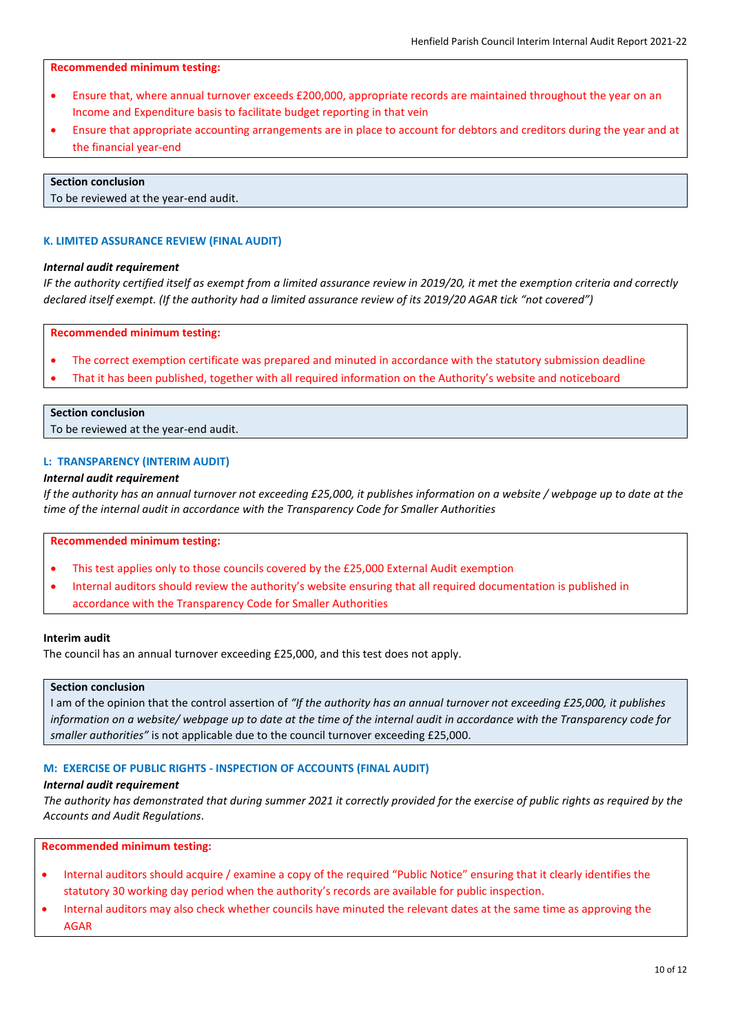**Recommended minimum testing:**

- Ensure that, where annual turnover exceeds £200,000, appropriate records are maintained throughout the year on an Income and Expenditure basis to facilitate budget reporting in that vein
- Ensure that appropriate accounting arrangements are in place to account for debtors and creditors during the year and at the financial year-end

**Section conclusion**
To be reviewed at the year-end audit.

### K. LIMITED ASSURANCE REVIEW (FINAL AUDIT)

***Internal audit requirement***
*IF the authority certified itself as exempt from a limited assurance review in 2019/20, it met the exemption criteria and correctly declared itself exempt. (If the authority had a limited assurance review of its 2019/20 AGAR tick "not covered")*

**Recommended minimum testing:**

- The correct exemption certificate was prepared and minuted in accordance with the statutory submission deadline
- That it has been published, together with all required information on the Authority's website and noticeboard

**Section conclusion**
To be reviewed at the year-end audit.

### L: TRANSPARENCY (INTERIM AUDIT)

***Internal audit requirement***
*If the authority has an annual turnover not exceeding £25,000, it publishes information on a website / webpage up to date at the time of the internal audit in accordance with the Transparency Code for Smaller Authorities*

**Recommended minimum testing:**

- This test applies only to those councils covered by the £25,000 External Audit exemption
- Internal auditors should review the authority's website ensuring that all required documentation is published in accordance with the Transparency Code for Smaller Authorities

**Interim audit**
The council has an annual turnover exceeding £25,000, and this test does not apply.

**Section conclusion**
I am of the opinion that the control assertion of *"If the authority has an annual turnover not exceeding £25,000, it publishes information on a website/ webpage up to date at the time of the internal audit in accordance with the Transparency code for smaller authorities"* is not applicable due to the council turnover exceeding £25,000.

### M: EXERCISE OF PUBLIC RIGHTS - INSPECTION OF ACCOUNTS (FINAL AUDIT)

***Internal audit requirement***
*The authority has demonstrated that during summer 2021 it correctly provided for the exercise of public rights as required by the Accounts and Audit Regulations*.

**Recommended minimum testing:**

- Internal auditors should acquire / examine a copy of the required "Public Notice" ensuring that it clearly identifies the statutory 30 working day period when the authority's records are available for public inspection.
- Internal auditors may also check whether councils have minuted the relevant dates at the same time as approving the AGAR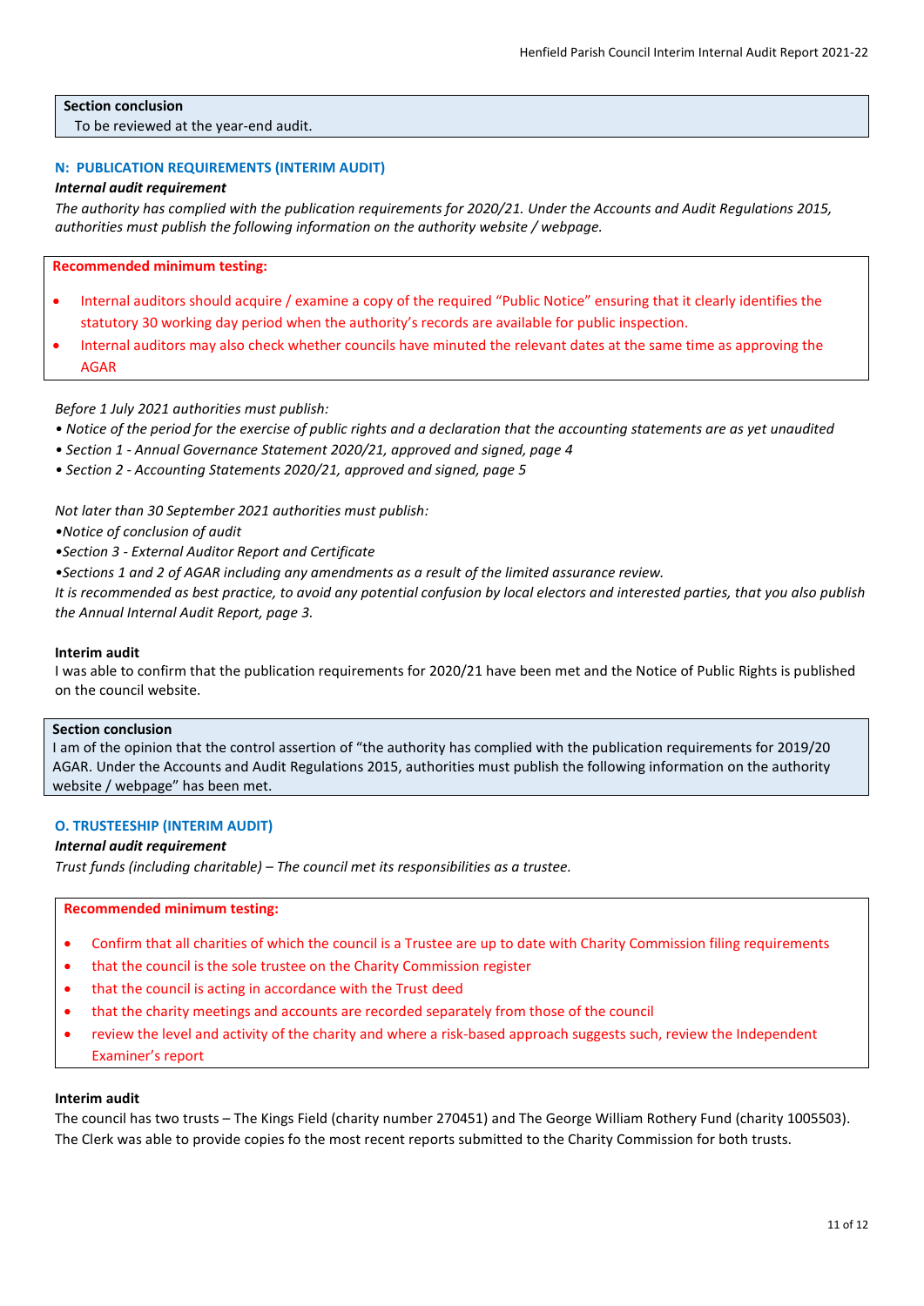**Section conclusion**

To be reviewed at the year-end audit.

### N: PUBLICATION REQUIREMENTS (INTERIM AUDIT)

***Internal audit requirement***

*The authority has complied with the publication requirements for 2020/21. Under the Accounts and Audit Regulations 2015, authorities must publish the following information on the authority website / webpage.*

**Recommended minimum testing:**

- Internal auditors should acquire / examine a copy of the required "Public Notice" ensuring that it clearly identifies the statutory 30 working day period when the authority's records are available for public inspection.
- Internal auditors may also check whether councils have minuted the relevant dates at the same time as approving the AGAR

*Before 1 July 2021 authorities must publish:*

*• Notice of the period for the exercise of public rights and a declaration that the accounting statements are as yet unaudited*

*• Section 1 - Annual Governance Statement 2020/21, approved and signed, page 4*

*• Section 2 - Accounting Statements 2020/21, approved and signed, page 5*

*Not later than 30 September 2021 authorities must publish:*

*•Notice of conclusion of audit*

*•Section 3 - External Auditor Report and Certificate*

*•Sections 1 and 2 of AGAR including any amendments as a result of the limited assurance review.*

*It is recommended as best practice, to avoid any potential confusion by local electors and interested parties, that you also publish the Annual Internal Audit Report, page 3.*

**Interim audit**

I was able to confirm that the publication requirements for 2020/21 have been met and the Notice of Public Rights is published on the council website.

**Section conclusion**

I am of the opinion that the control assertion of "the authority has complied with the publication requirements for 2019/20 AGAR. Under the Accounts and Audit Regulations 2015, authorities must publish the following information on the authority website / webpage" has been met.

### O. TRUSTEESHIP (INTERIM AUDIT)

***Internal audit requirement***

*Trust funds (including charitable) – The council met its responsibilities as a trustee.*

**Recommended minimum testing:**

- Confirm that all charities of which the council is a Trustee are up to date with Charity Commission filing requirements
- that the council is the sole trustee on the Charity Commission register
- that the council is acting in accordance with the Trust deed
- that the charity meetings and accounts are recorded separately from those of the council
- review the level and activity of the charity and where a risk-based approach suggests such, review the Independent Examiner's report

**Interim audit**

The council has two trusts – The Kings Field (charity number 270451) and The George William Rothery Fund (charity 1005503). The Clerk was able to provide copies fo the most recent reports submitted to the Charity Commission for both trusts.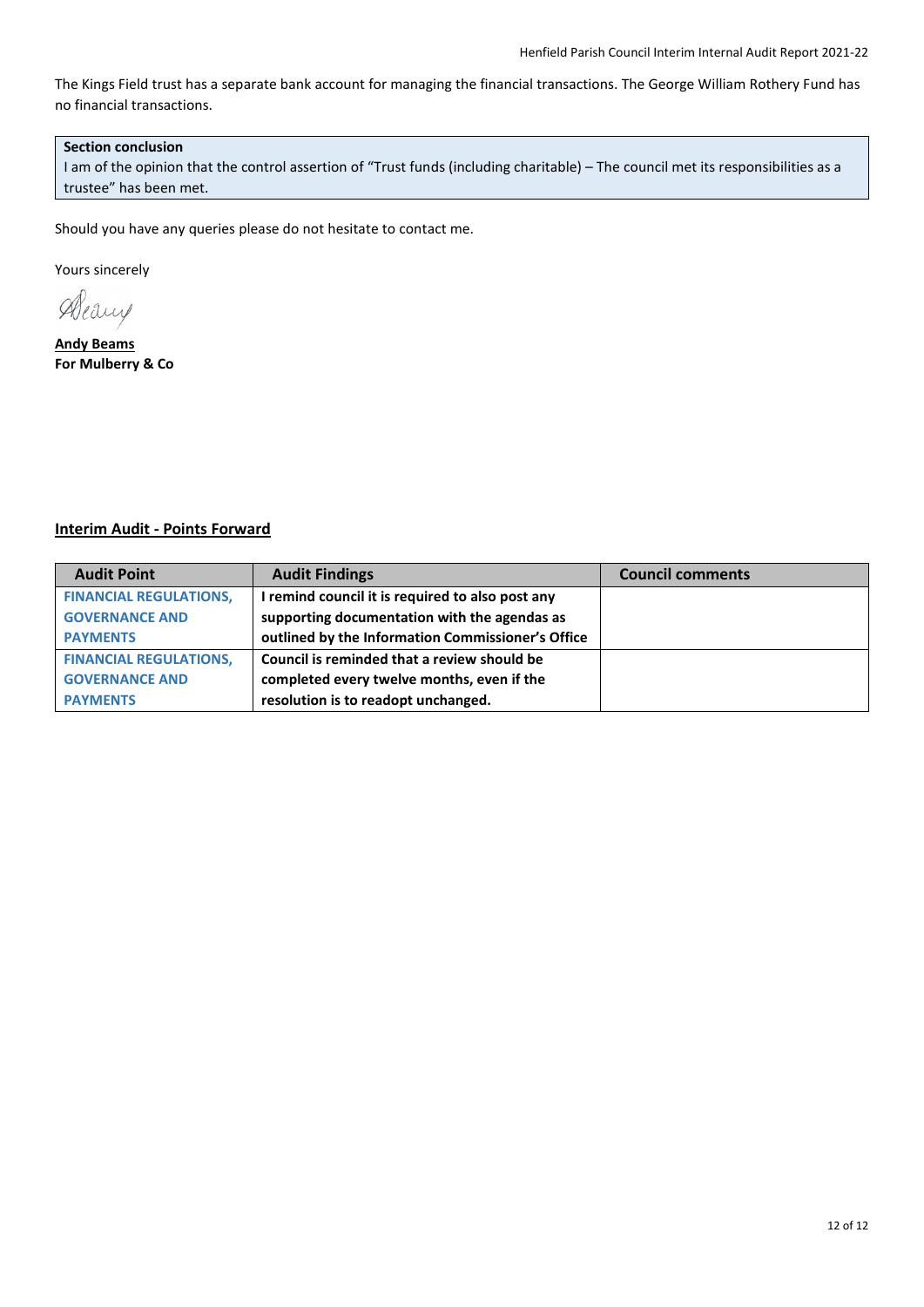The Kings Field trust has a separate bank account for managing the financial transactions. The George William Rothery Fund has no financial transactions.

**Section conclusion**
I am of the opinion that the control assertion of "Trust funds (including charitable) – The council met its responsibilities as a trustee" has been met.

Should you have any queries please do not hesitate to contact me.

Yours sincerely

**Andy Beams**
**For Mulberry & Co**

## Interim Audit - Points Forward

| Audit Point | Audit Findings | Council comments |
|---|---|---|
| FINANCIAL REGULATIONS, GOVERNANCE AND PAYMENTS | **I remind council it is required to also post any supporting documentation with the agendas as outlined by the Information Commissioner's Office** | |
| FINANCIAL REGULATIONS, GOVERNANCE AND PAYMENTS | **Council is reminded that a review should be completed every twelve months, even if the resolution is to readopt unchanged.** | |